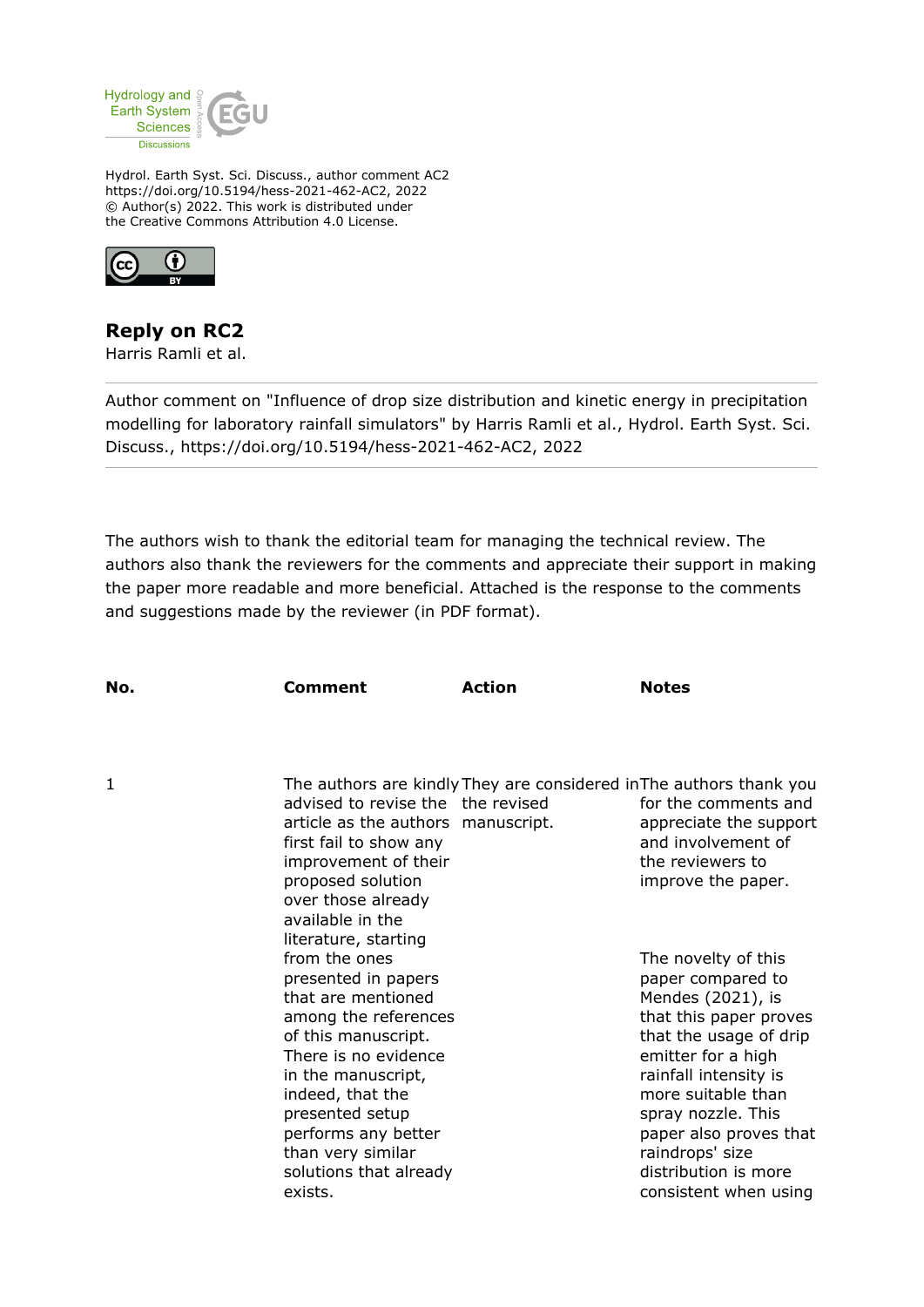Hydrology and Earth System Sciences Discussions

Hydrol. Earth Syst. Sci. Discuss., author comment AC2
https://doi.org/10.5194/hess-2021-462-AC2, 2022
© Author(s) 2022. This work is distributed under
the Creative Commons Attribution 4.0 License.

## Reply on RC2

Harris Ramli et al.

---

Author comment on "Influence of drop size distribution and kinetic energy in precipitation modelling for laboratory rainfall simulators" by Harris Ramli et al., Hydrol. Earth Syst. Sci. Discuss., https://doi.org/10.5194/hess-2021-462-AC2, 2022

---

The authors wish to thank the editorial team for managing the technical review. The authors also thank the reviewers for the comments and appreciate their support in making the paper more readable and more beneficial. Attached is the response to the comments and suggestions made by the reviewer (in PDF format).

| No. | Comment | Action | Notes |
|---|---|---|---|
| 1 | The authors are kindly advised to revise the article as the authors first fail to show any improvement of their proposed solution over those already available in the literature, starting from the ones presented in papers that are mentioned among the references of this manuscript. There is no evidence in the manuscript, indeed, that the presented setup performs any better than very similar solutions that already exists. | They are considered in the revised manuscript. | The authors thank you for the comments and appreciate the support and involvement of the reviewers to improve the paper.<br><br>The novelty of this paper compared to Mendes (2021), is that this paper proves that the usage of drip emitter for a high rainfall intensity is more suitable than spray nozzle. This paper also proves that raindrops' size distribution is more consistent when using |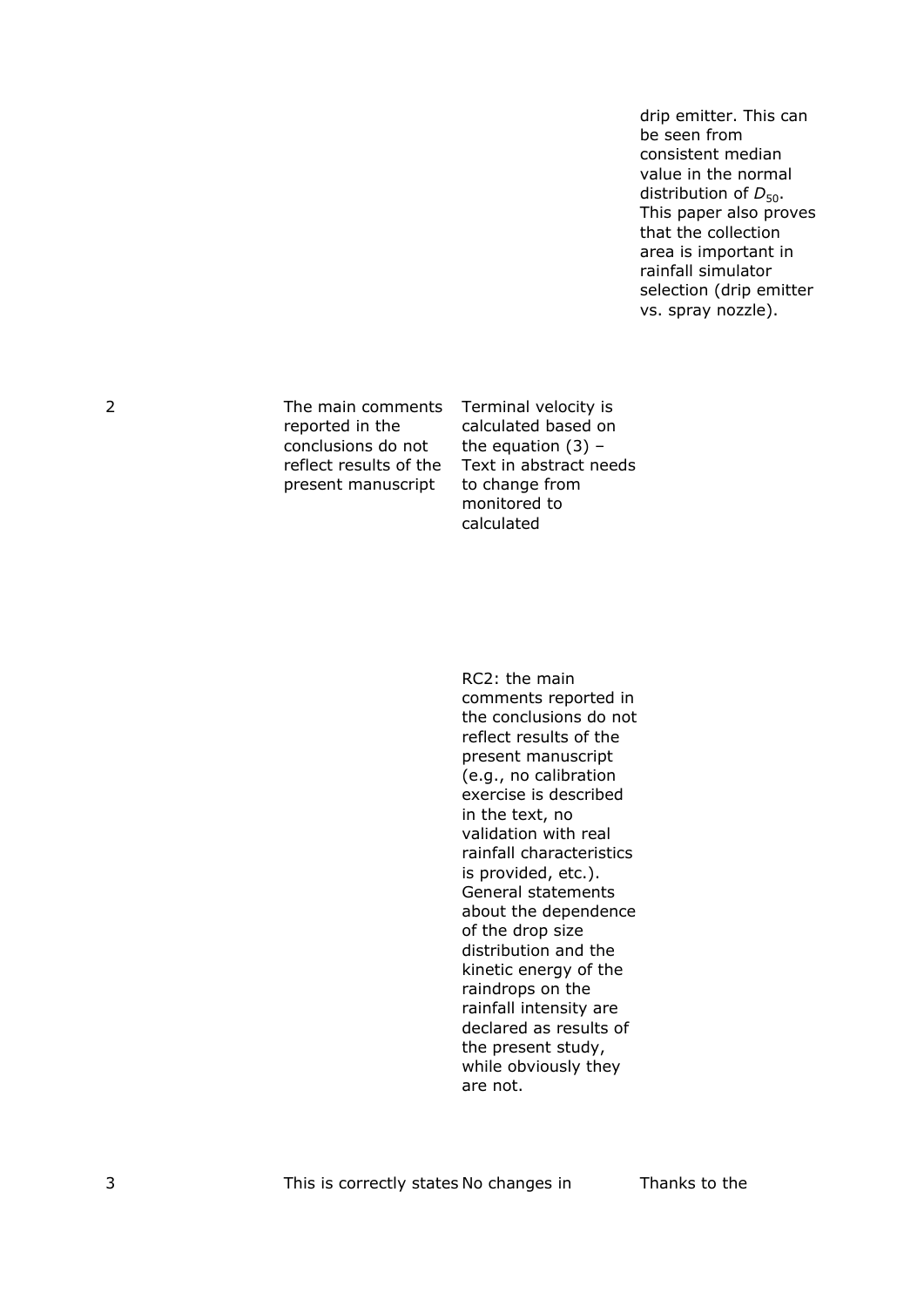| | | | |
|---|---|---|---|
| | | | drip emitter. This can be seen from consistent median value in the normal distribution of $D_{50}$. This paper also proves that the collection area is important in rainfall simulator selection (drip emitter vs. spray nozzle). |
| 2 | The main comments reported in the conclusions do not reflect results of the present manuscript | Terminal velocity is calculated based on the equation (3) – Text in abstract needs to change from monitored to calculated<br><br>RC2: the main comments reported in the conclusions do not reflect results of the present manuscript (e.g., no calibration exercise is described in the text, no validation with real rainfall characteristics is provided, etc.). General statements about the dependence of the drop size distribution and the kinetic energy of the raindrops on the rainfall intensity are declared as results of the present study, while obviously they are not. | |
| 3 | This is correctly states | No changes in | Thanks to the |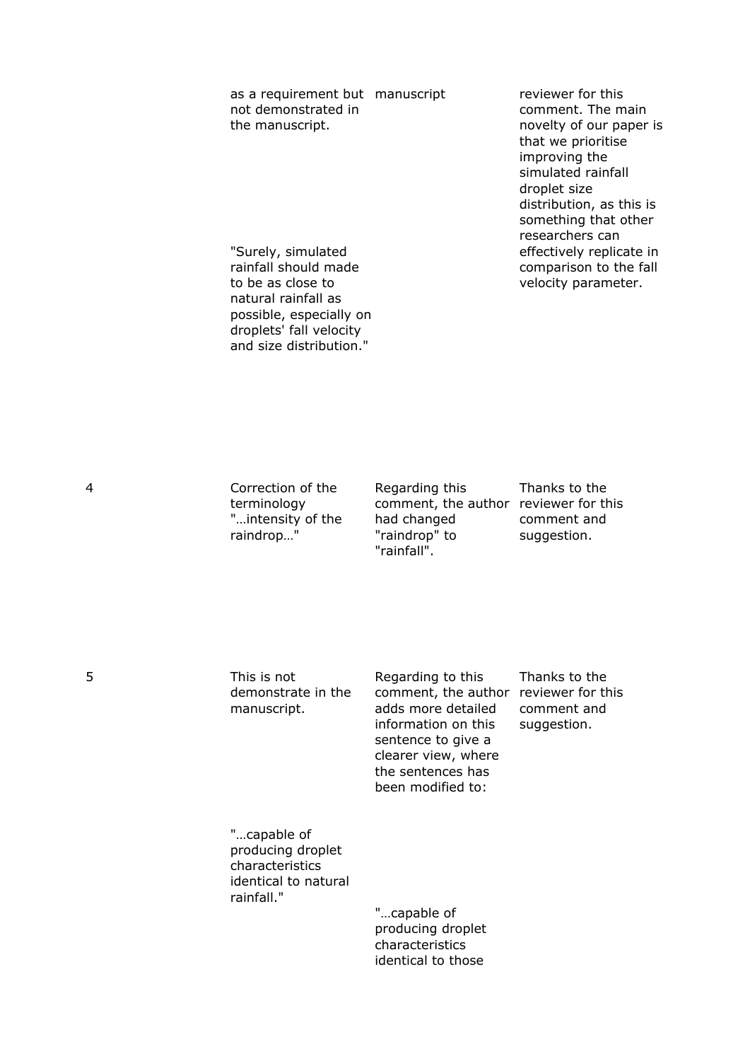| | | | |
|---|---|---|---|
| | as a requirement but not demonstrated in the manuscript.<br><br>"Surely, simulated rainfall should made to be as close to natural rainfall as possible, especially on droplets' fall velocity and size distribution." | manuscript | reviewer for this comment. The main novelty of our paper is that we prioritise improving the simulated rainfall droplet size distribution, as this is something that other researchers can effectively replicate in comparison to the fall velocity parameter. |
| 4 | Correction of the terminology "…intensity of the raindrop…" | Regarding this comment, the author had changed "raindrop" to "rainfall". | Thanks to the reviewer for this comment and suggestion. |
| 5 | This is not demonstrate in the manuscript.<br><br>"…capable of producing droplet characteristics identical to natural rainfall." | Regarding to this comment, the author adds more detailed information on this sentence to give a clearer view, where the sentences has been modified to:<br><br>"…capable of producing droplet characteristics identical to those | Thanks to the reviewer for this comment and suggestion. |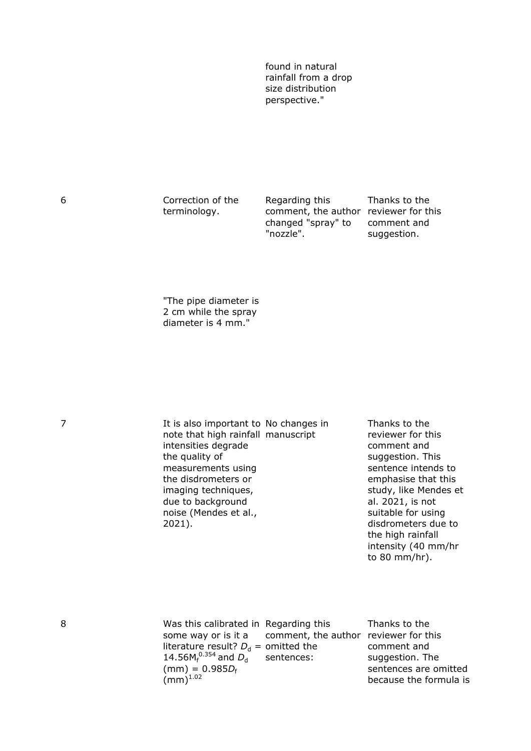| | | | |
|---|---|---|---|
| | | found in natural rainfall from a drop size distribution perspective." | |
| 6 | Correction of the terminology. "The pipe diameter is 2 cm while the spray diameter is 4 mm." | Regarding this comment, the author changed "spray" to "nozzle". | Thanks to the reviewer for this comment and suggestion. |
| 7 | It is also important to note that high rainfall intensities degrade the quality of measurements using the disdrometers or imaging techniques, due to background noise (Mendes et al., 2021). | No changes in manuscript | Thanks to the reviewer for this comment and suggestion. This sentence intends to emphasise that this study, like Mendes et al. 2021, is not suitable for using disdrometers due to the high rainfall intensity (40 mm/hr to 80 mm/hr). |
| 8 | Was this calibrated in some way or is it a literature result? $D_d = 14.56M_f^{0.354}$ and $D_d$ (mm) $= 0.985D_f$ (mm)$^{1.02}$ | Regarding this comment, the author omitted the sentences: | Thanks to the reviewer for this comment and suggestion. The sentences are omitted because the formula is |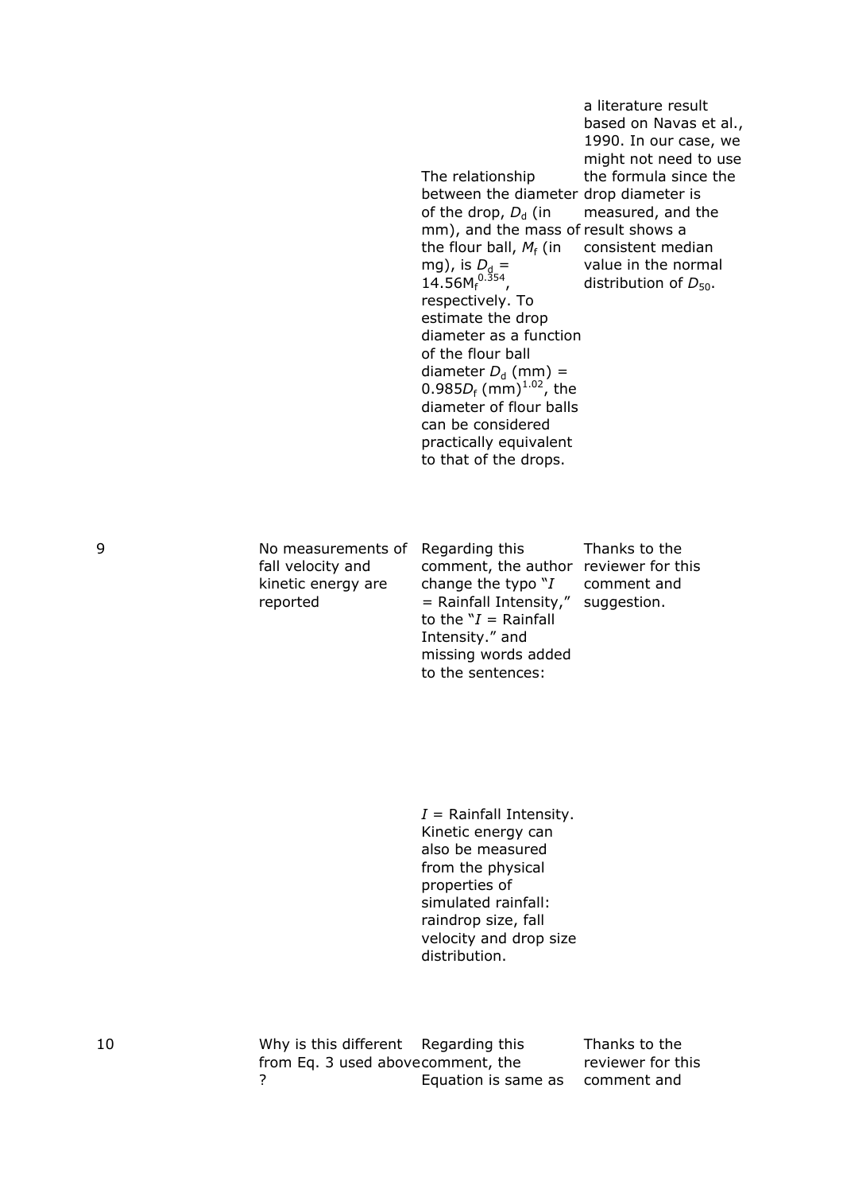| | | | |
|---|---|---|---|
| | | The relationship between the diameter of the drop, $D_d$ (in mm), and the mass of the flour ball, $M_f$ (in mg), is $D_d = 14.56M_f^{0.354}$, respectively. To estimate the drop diameter as a function of the flour ball diameter $D_d$ (mm) = $0.985D_f$ (mm)$^{1.02}$, the diameter of flour balls can be considered practically equivalent to that of the drops. | a literature result based on Navas et al., 1990. In our case, we might not need to use the formula since the drop diameter is measured, and the result shows a consistent median value in the normal distribution of $D_{50}$. |
| 9 | No measurements of fall velocity and kinetic energy are reported | Regarding this comment, the author change the typo "$I$ = Rainfall Intensity," to the "$I$ = Rainfall Intensity." and missing words added to the sentences:<br><br>$I$ = Rainfall Intensity. Kinetic energy can also be measured from the physical properties of simulated rainfall: raindrop size, fall velocity and drop size distribution. | Thanks to the reviewer for this comment and suggestion. |
| 10 | Why is this different from Eq. 3 used above ? | Regarding this comment, the Equation is same as | Thanks to the reviewer for this comment and |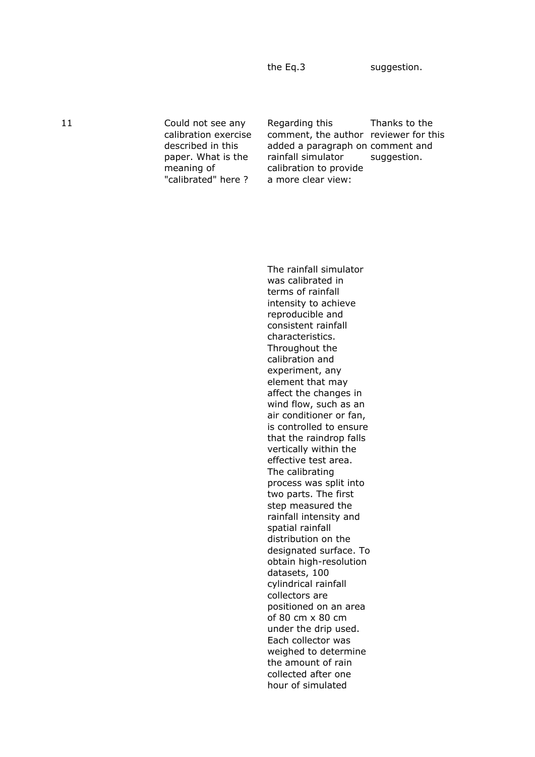|  |  | the Eq.3 | suggestion. |
| --- | --- | --- | --- |
| 11 | Could not see any calibration exercise described in this paper. What is the meaning of "calibrated" here ? | Regarding this comment, the author added a paragraph on rainfall simulator calibration to provide a more clear view:<br><br>The rainfall simulator was calibrated in terms of rainfall intensity to achieve reproducible and consistent rainfall characteristics. Throughout the calibration and experiment, any element that may affect the changes in wind flow, such as an air conditioner or fan, is controlled to ensure that the raindrop falls vertically within the effective test area. The calibrating process was split into two parts. The first step measured the rainfall intensity and spatial rainfall distribution on the designated surface. To obtain high-resolution datasets, 100 cylindrical rainfall collectors are positioned on an area of 80 cm x 80 cm under the drip used. Each collector was weighed to determine the amount of rain collected after one hour of simulated | Thanks to the reviewer for this comment and suggestion. |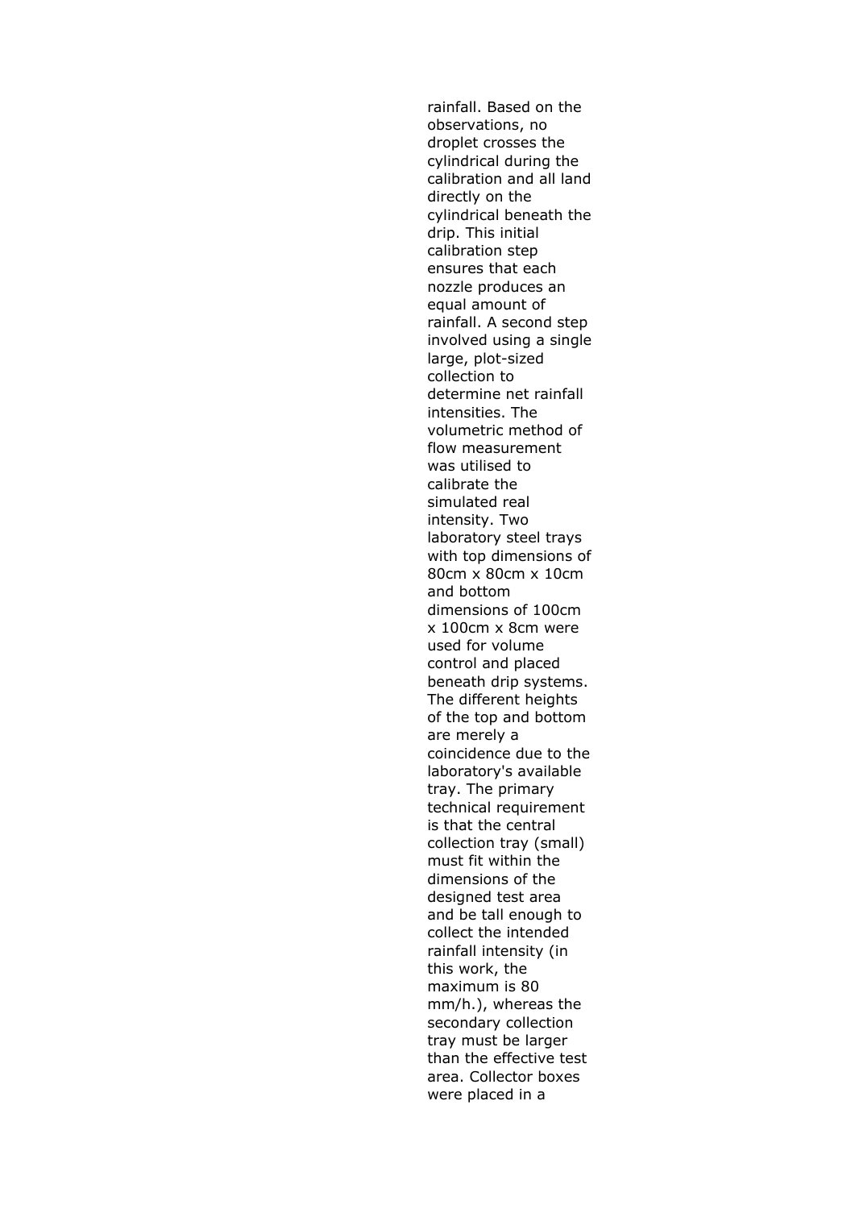rainfall. Based on the observations, no droplet crosses the cylindrical during the calibration and all land directly on the cylindrical beneath the drip. This initial calibration step ensures that each nozzle produces an equal amount of rainfall. A second step involved using a single large, plot-sized collection to determine net rainfall intensities. The volumetric method of flow measurement was utilised to calibrate the simulated real intensity. Two laboratory steel trays with top dimensions of 80cm x 80cm x 10cm and bottom dimensions of 100cm x 100cm x 8cm were used for volume control and placed beneath drip systems. The different heights of the top and bottom are merely a coincidence due to the laboratory's available tray. The primary technical requirement is that the central collection tray (small) must fit within the dimensions of the designed test area and be tall enough to collect the intended rainfall intensity (in this work, the maximum is 80 mm/h.), whereas the secondary collection tray must be larger than the effective test area. Collector boxes were placed in a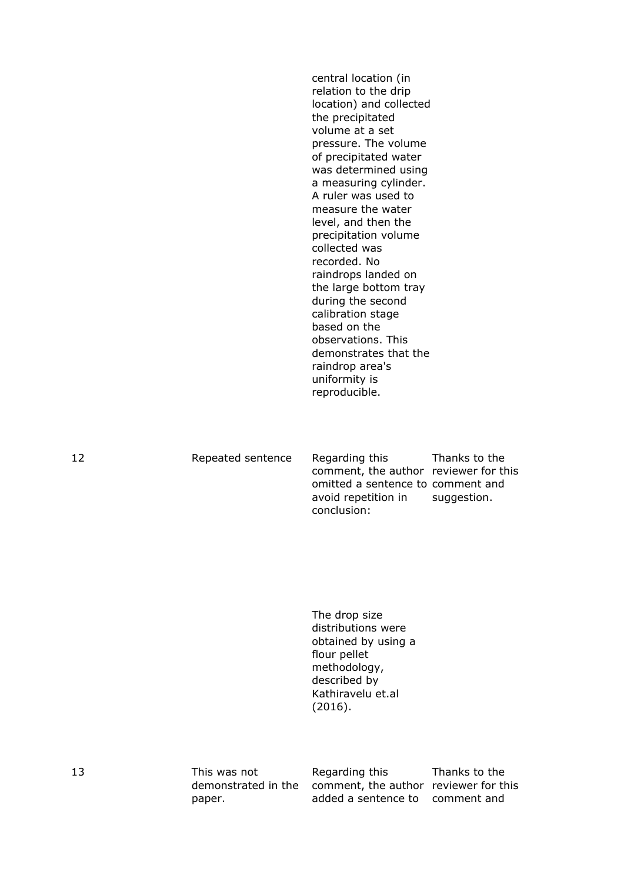|  |  |  |  |
|---|---|---|---|
|  |  | central location (in relation to the drip location) and collected the precipitated volume at a set pressure. The volume of precipitated water was determined using a measuring cylinder. A ruler was used to measure the water level, and then the precipitation volume collected was recorded. No raindrops landed on the large bottom tray during the second calibration stage based on the observations. This demonstrates that the raindrop area's uniformity is reproducible. |  |
| 12 | Repeated sentence | Regarding this comment, the author omitted a sentence to avoid repetition in conclusion: | Thanks to the reviewer for this comment and suggestion. |
|  |  | The drop size distributions were obtained by using a flour pellet methodology, described by Kathiravelu et.al (2016). |  |
| 13 | This was not demonstrated in the paper. | Regarding this comment, the author added a sentence to | Thanks to the reviewer for this comment and |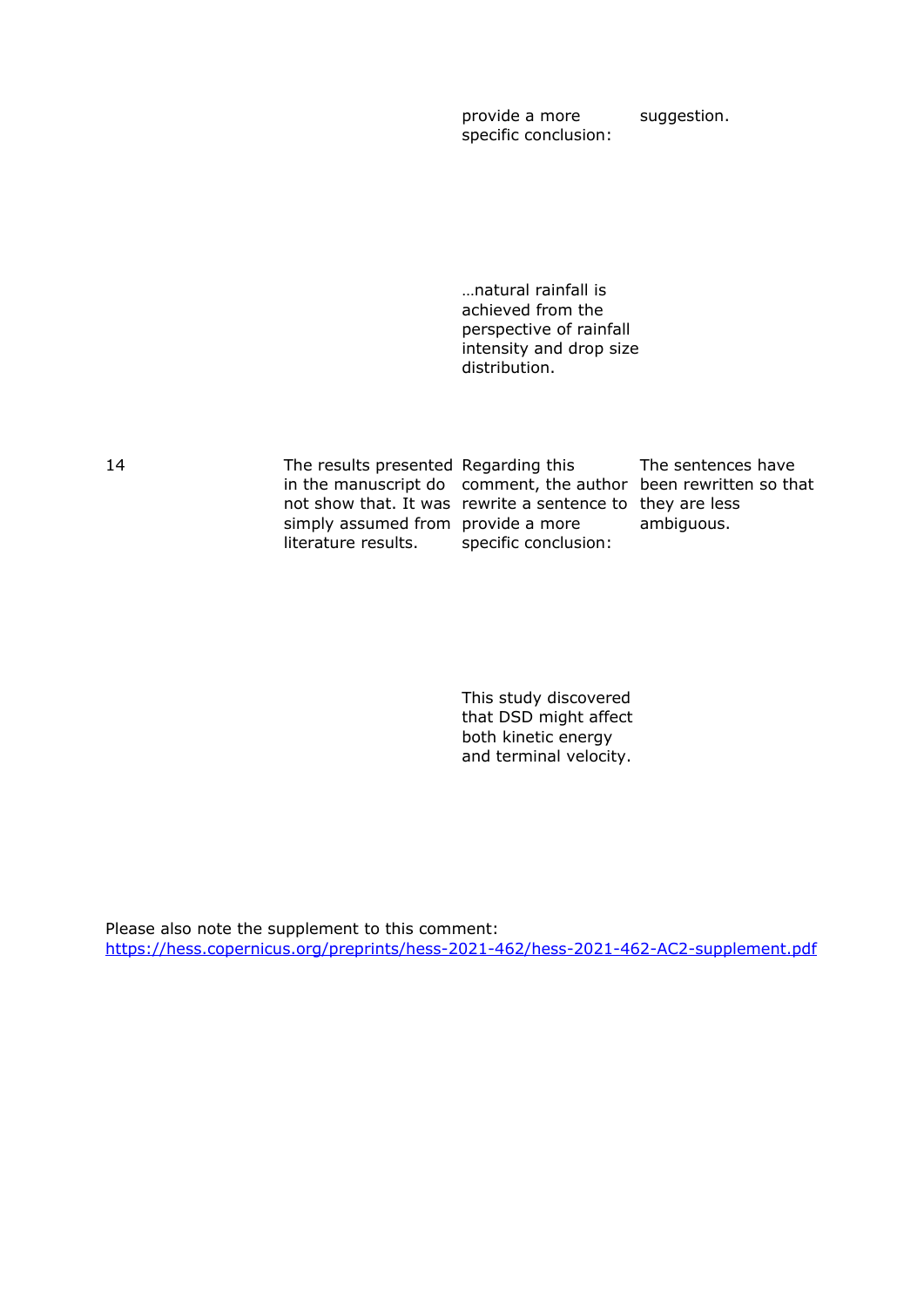| | | | |
|---|---|---|---|
| | | provide a more specific conclusion:<br><br>…natural rainfall is achieved from the perspective of rainfall intensity and drop size distribution. | suggestion. |
| 14 | The results presented in the manuscript do not show that. It was simply assumed from literature results. | Regarding this comment, the author rewrite a sentence to provide a more specific conclusion:<br><br>This study discovered that DSD might affect both kinetic energy and terminal velocity. | The sentences have been rewritten so that they are less ambiguous. |

Please also note the supplement to this comment:
https://hess.copernicus.org/preprints/hess-2021-462/hess-2021-462-AC2-supplement.pdf